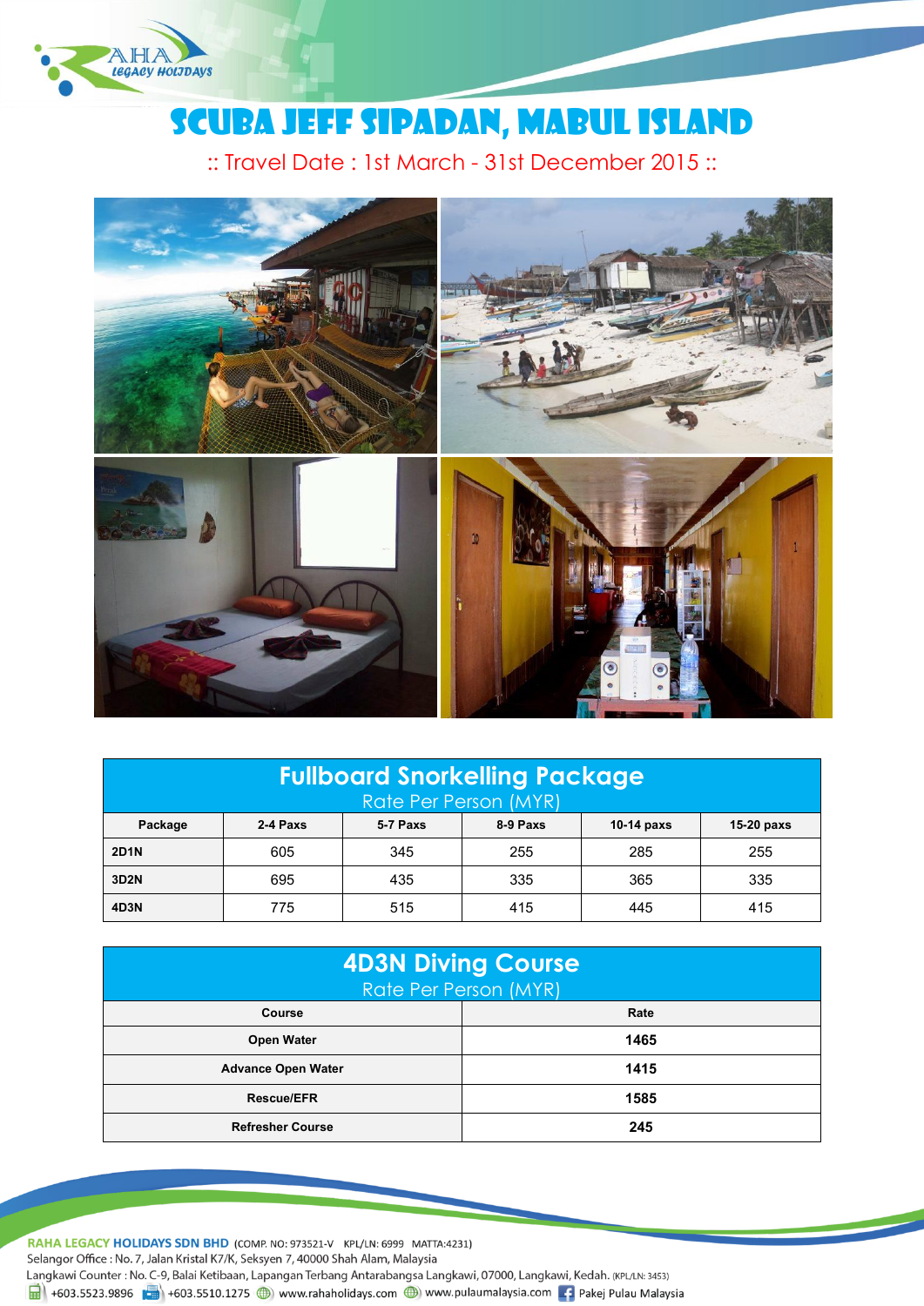RAHA LEGACY HOLIDAYS

# SCUBA JEFF SIPADAN, MABUL ISLAND

:: Travel Date : 1st March - 31st December 2015 ::

| Fullboard Snorkelling Package<br>Rate Per Person (MYR) | | | | | |
|---|---|---|---|---|---|
| **Package** | **2-4 Paxs** | **5-7 Paxs** | **8-9 Paxs** | **10-14 paxs** | **15-20 paxs** |
| **2D1N** | 605 | 345 | 255 | 285 | 255 |
| **3D2N** | 695 | 435 | 335 | 365 | 335 |
| **4D3N** | 775 | 515 | 415 | 445 | 415 |

| 4D3N Diving Course<br>Rate Per Person (MYR) | |
|---|---|
| **Course** | **Rate** |
| **Open Water** | **1465** |
| **Advance Open Water** | **1415** |
| **Rescue/EFR** | **1585** |
| **Refresher Course** | **245** |

**RAHA LEGACY HOLIDAYS SDN BHD** (COMP. NO: 973521-V KPL/LN: 6999 MATTA:4231)
Selangor Office : No. 7, Jalan Kristal K7/K, Seksyen 7, 40000 Shah Alam, Malaysia
Langkawi Counter : No. C-9, Balai Ketibaan, Lapangan Terbang Antarabangsa Langkawi, 07000, Langkawi, Kedah. (KPL/LN: 3453)
+603.5523.9896 +603.5510.1275 www.rahaholidays.com www.pulaumalaysia.com Pakej Pulau Malaysia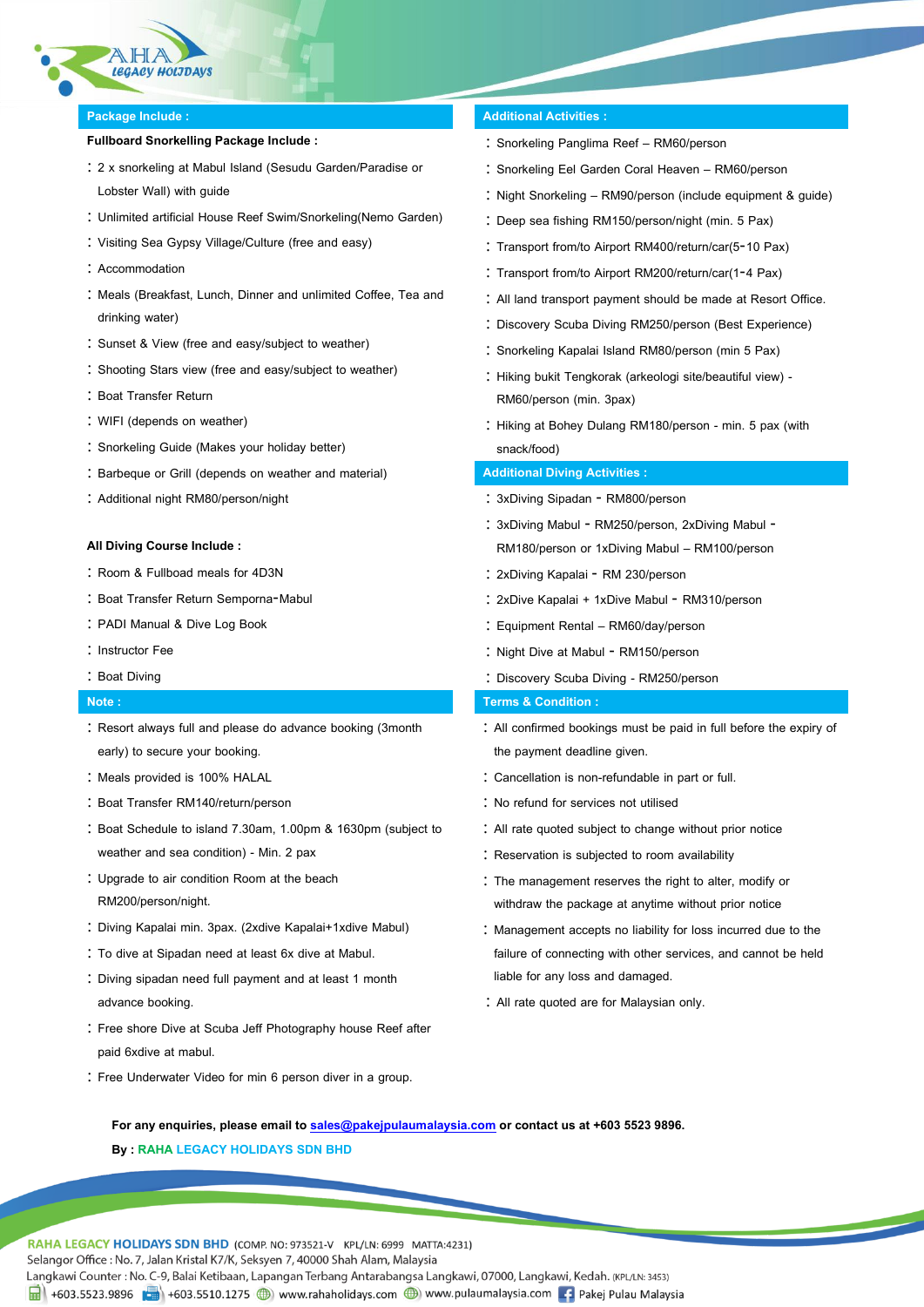RAHA LEGACY HOLIDAYS

## Package Include :

**Fullboard Snorkelling Package Include :**

- 2 x snorkeling at Mabul Island (Sesudu Garden/Paradise or Lobster Wall) with guide
- Unlimited artificial House Reef Swim/Snorkeling(Nemo Garden)
- Visiting Sea Gypsy Village/Culture (free and easy)
- Accommodation
- Meals (Breakfast, Lunch, Dinner and unlimited Coffee, Tea and drinking water)
- Sunset & View (free and easy/subject to weather)
- Shooting Stars view (free and easy/subject to weather)
- Boat Transfer Return
- WIFI (depends on weather)
- Snorkeling Guide (Makes your holiday better)
- Barbeque or Grill (depends on weather and material)
- Additional night RM80/person/night

**All Diving Course Include :**

- Room & Fullboad meals for 4D3N
- Boat Transfer Return Semporna-Mabul
- PADI Manual & Dive Log Book
- Instructor Fee
- Boat Diving

## Note :

- Resort always full and please do advance booking (3month early) to secure your booking.
- Meals provided is 100% HALAL
- Boat Transfer RM140/return/person
- Boat Schedule to island 7.30am, 1.00pm & 1630pm (subject to weather and sea condition) - Min. 2 pax
- Upgrade to air condition Room at the beach RM200/person/night.
- Diving Kapalai min. 3pax. (2xdive Kapalai+1xdive Mabul)
- To dive at Sipadan need at least 6x dive at Mabul.
- Diving sipadan need full payment and at least 1 month advance booking.
- Free shore Dive at Scuba Jeff Photography house Reef after paid 6xdive at mabul.
- Free Underwater Video for min 6 person diver in a group.

## Additional Activities :

- Snorkeling Panglima Reef – RM60/person
- Snorkeling Eel Garden Coral Heaven – RM60/person
- Night Snorkeling – RM90/person (include equipment & guide)
- Deep sea fishing RM150/person/night (min. 5 Pax)
- Transport from/to Airport RM400/return/car(5-10 Pax)
- Transport from/to Airport RM200/return/car(1-4 Pax)
- All land transport payment should be made at Resort Office.
- Discovery Scuba Diving RM250/person (Best Experience)
- Snorkeling Kapalai Island RM80/person (min 5 Pax)
- Hiking bukit Tengkorak (arkeologi site/beautiful view) - RM60/person (min. 3pax)
- Hiking at Bohey Dulang RM180/person - min. 5 pax (with snack/food)

## Additional Diving Activities :

- 3xDiving Sipadan - RM800/person
- 3xDiving Mabul - RM250/person, 2xDiving Mabul - RM180/person or 1xDiving Mabul – RM100/person
- 2xDiving Kapalai - RM 230/person
- 2xDive Kapalai + 1xDive Mabul - RM310/person
- Equipment Rental – RM60/day/person
- Night Dive at Mabul - RM150/person
- Discovery Scuba Diving - RM250/person

## Terms & Condition :

- All confirmed bookings must be paid in full before the expiry of the payment deadline given.
- Cancellation is non-refundable in part or full.
- No refund for services not utilised
- All rate quoted subject to change without prior notice
- Reservation is subjected to room availability
- The management reserves the right to alter, modify or withdraw the package at anytime without prior notice
- Management accepts no liability for loss incurred due to the failure of connecting with other services, and cannot be held liable for any loss and damaged.
- All rate quoted are for Malaysian only.

**For any enquiries, please email to sales@pakejpulaumalaysia.com or contact us at +603 5523 9896.**

**By : RAHA LEGACY HOLIDAYS SDN BHD**

**RAHA LEGACY HOLIDAYS SDN BHD** (COMP. NO: 973521-V KPL/LN: 6999 MATTA:4231)
Selangor Office : No. 7, Jalan Kristal K7/K, Seksyen 7, 40000 Shah Alam, Malaysia
Langkawi Counter : No. C-9, Balai Ketibaan, Lapangan Terbang Antarabangsa Langkawi, 07000, Langkawi, Kedah. (KPL/LN: 3453)
+603.5523.9896 | +603.5510.1275 | www.rahaholidays.com | www.pulaumalaysia.com | Pakej Pulau Malaysia